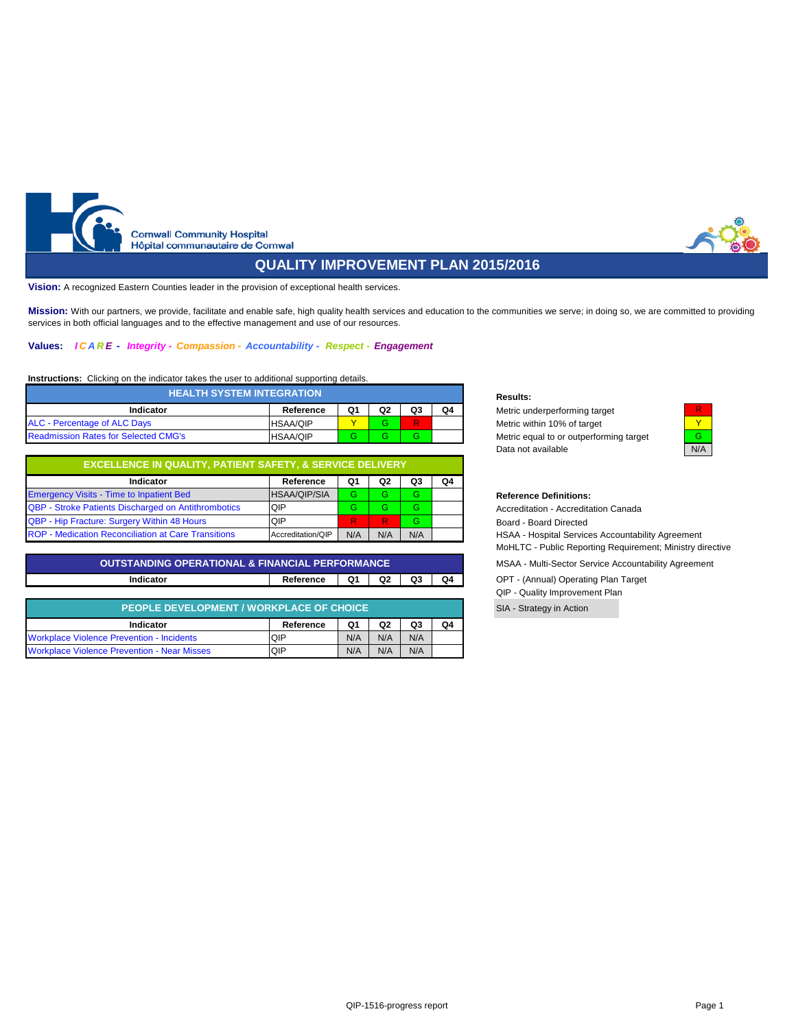Cornwall Community Hospital
Hôpital communautaire de Cornwal

# QUALITY IMPROVEMENT PLAN 2015/2016

**Vision:** A recognized Eastern Counties leader in the provision of exceptional health services.

**Mission:** With our partners, we provide, facilitate and enable safe, high quality health services and education to the communities we serve; in doing so, we are committed to providing services in both official languages and to the effective management and use of our resources.

**Values:** *ICARE - Integrity - Compassion - Accountability - Respect - Engagement*

**Instructions:** Clicking on the indicator takes the user to additional supporting details.

## HEALTH SYSTEM INTEGRATION

| Indicator | Reference | Q1 | Q2 | Q3 | Q4 |
|---|---|---|---|---|---|
| ALC - Percentage of ALC Days | HSAA/QIP | Y | G | R | |
| Readmission Rates for Selected CMG's | HSAA/QIP | G | G | G | |

## EXCELLENCE IN QUALITY, PATIENT SAFETY, & SERVICE DELIVERY

| Indicator | Reference | Q1 | Q2 | Q3 | Q4 |
|---|---|---|---|---|---|
| Emergency Visits - Time to Inpatient Bed | HSAA/QIP/SIA | G | G | G | |
| QBP - Stroke Patients Discharged on Antithrombotics | QIP | G | G | G | |
| QBP - Hip Fracture: Surgery Within 48 Hours | QIP | R | R | G | |
| ROP - Medication Reconciliation at Care Transitions | Accreditation/QIP | N/A | N/A | N/A | |

## OUTSTANDING OPERATIONAL & FINANCIAL PERFORMANCE

| Indicator | Reference | Q1 | Q2 | Q3 | Q4 |
|---|---|---|---|---|---|

## PEOPLE DEVELOPMENT / WORKPLACE OF CHOICE

| Indicator | Reference | Q1 | Q2 | Q3 | Q4 |
|---|---|---|---|---|---|
| Workplace Violence Prevention - Incidents | QIP | N/A | N/A | N/A | |
| Workplace Violence Prevention - Near Misses | QIP | N/A | N/A | N/A | |

**Results:**

| Result | Code |
|---|---|
| Metric underperforming target | R |
| Metric within 10% of target | Y |
| Metric equal to or outperforming target | G |
| Data not available | N/A |

**Reference Definitions:**

- Accreditation - Accreditation Canada
- Board - Board Directed
- HSAA - Hospital Services Accountability Agreement
- MoHLTC - Public Reporting Requirement; Ministry directive
- MSAA - Multi-Sector Service Accountability Agreement
- OPT - (Annual) Operating Plan Target
- QIP - Quality Improvement Plan
- SIA - Strategy in Action

QIP-1516-progress report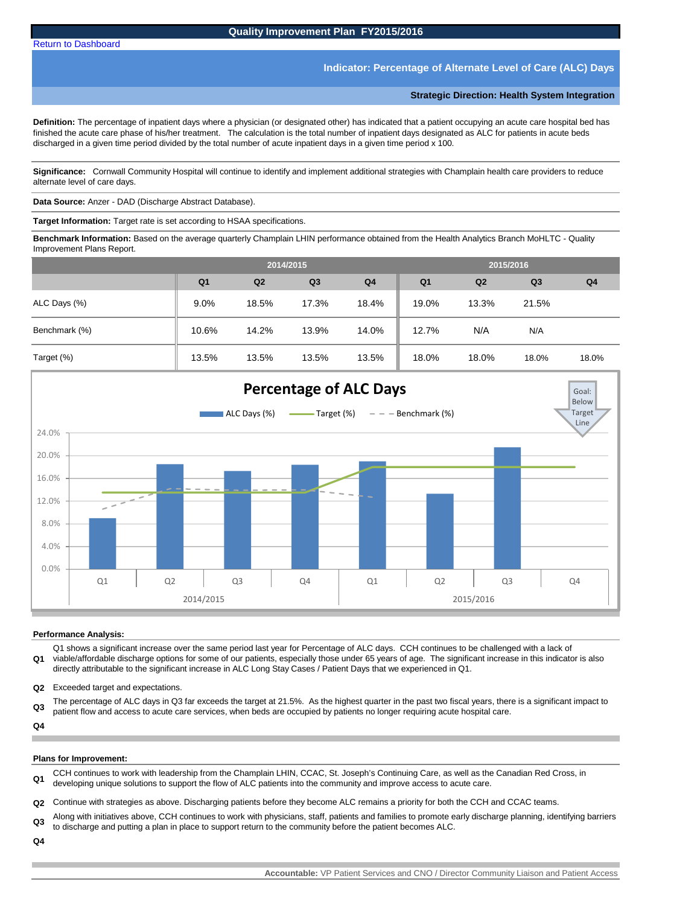# Quality Improvement Plan FY2015/2016

Return to Dashboard

## Indicator: Percentage of Alternate Level of Care (ALC) Days

### Strategic Direction: Health System Integration

**Definition:** The percentage of inpatient days where a physician (or designated other) has indicated that a patient occupying an acute care hospital bed has finished the acute care phase of his/her treatment. The calculation is the total number of inpatient days designated as ALC for patients in acute beds discharged in a given time period divided by the total number of acute inpatient days in a given time period x 100.

**Significance:** Cornwall Community Hospital will continue to identify and implement additional strategies with Champlain health care providers to reduce alternate level of care days.

**Data Source:** Anzer - DAD (Discharge Abstract Database).

**Target Information:** Target rate is set according to HSAA specifications.

**Benchmark Information:** Based on the average quarterly Champlain LHIN performance obtained from the Health Analytics Branch MoHLTC - Quality Improvement Plans Report.

| | 2014/2015 | | | | 2015/2016 | | | |
|---|---|---|---|---|---|---|---|---|
| | Q1 | Q2 | Q3 | Q4 | Q1 | Q2 | Q3 | Q4 |
| ALC Days (%) | 9.0% | 18.5% | 17.3% | 18.4% | 19.0% | 13.3% | 21.5% | |
| Benchmark (%) | 10.6% | 14.2% | 13.9% | 14.0% | 12.7% | N/A | N/A | |
| Target (%) | 13.5% | 13.5% | 13.5% | 13.5% | 18.0% | 18.0% | 18.0% | 18.0% |

**Performance Analysis:**

**Q1** Q1 shows a significant increase over the same period last year for Percentage of ALC days. CCH continues to be challenged with a lack of viable/affordable discharge options for some of our patients, especially those under 65 years of age. The significant increase in this indicator is also directly attributable to the significant increase in ALC Long Stay Cases / Patient Days that we experienced in Q1.

**Q2** Exceeded target and expectations.

**Q3** The percentage of ALC days in Q3 far exceeds the target at 21.5%. As the highest quarter in the past two fiscal years, there is a significant impact to patient flow and access to acute care services, when beds are occupied by patients no longer requiring acute hospital care.

**Q4**

**Plans for Improvement:**

**Q1** CCH continues to work with leadership from the Champlain LHIN, CCAC, St. Joseph's Continuing Care, as well as the Canadian Red Cross, in developing unique solutions to support the flow of ALC patients into the community and improve access to acute care.

**Q2** Continue with strategies as above. Discharging patients before they become ALC remains a priority for both the CCH and CCAC teams.

**Q3** Along with initiatives above, CCH continues to work with physicians, staff, patients and families to promote early discharge planning, identifying barriers to discharge and putting a plan in place to support return to the community before the patient becomes ALC.

**Q4**

**Accountable:** VP Patient Services and CNO / Director Community Liaison and Patient Access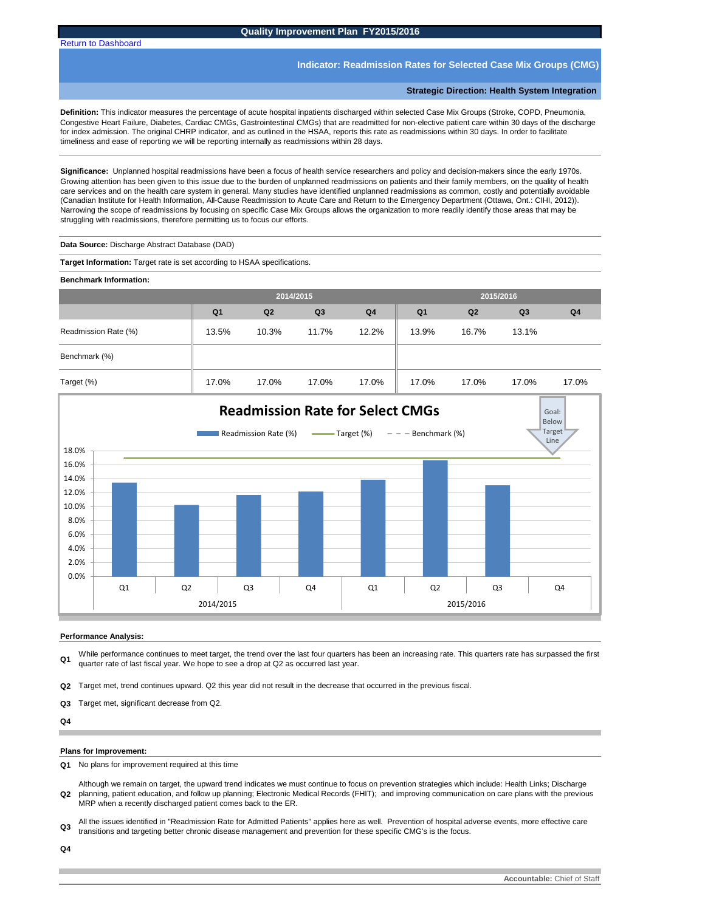# Quality Improvement Plan FY2015/2016

Return to Dashboard

## Indicator: Readmission Rates for Selected Case Mix Groups (CMG)

### Strategic Direction: Health System Integration

**Definition:** This indicator measures the percentage of acute hospital inpatients discharged within selected Case Mix Groups (Stroke, COPD, Pneumonia, Congestive Heart Failure, Diabetes, Cardiac CMGs, Gastrointestinal CMGs) that are readmitted for non-elective patient care within 30 days of the discharge for index admission. The original CHRP indicator, and as outlined in the HSAA, reports this rate as readmissions within 30 days. In order to facilitate timeliness and ease of reporting we will be reporting internally as readmissions within 28 days.

**Significance:** Unplanned hospital readmissions have been a focus of health service researchers and policy and decision-makers since the early 1970s. Growing attention has been given to this issue due to the burden of unplanned readmissions on patients and their family members, on the quality of health care services and on the health care system in general. Many studies have identified unplanned readmissions as common, costly and potentially avoidable (Canadian Institute for Health Information, All-Cause Readmission to Acute Care and Return to the Emergency Department (Ottawa, Ont.: CIHI, 2012)). Narrowing the scope of readmissions by focusing on specific Case Mix Groups allows the organization to more readily identify those areas that may be struggling with readmissions, therefore permitting us to focus our efforts.

**Data Source:** Discharge Abstract Database (DAD)

**Target Information:** Target rate is set according to HSAA specifications.

**Benchmark Information:**

| | 2014/2015 | | | | 2015/2016 | | | |
|---|---|---|---|---|---|---|---|---|
| | Q1 | Q2 | Q3 | Q4 | Q1 | Q2 | Q3 | Q4 |
| Readmission Rate (%) | 13.5% | 10.3% | 11.7% | 12.2% | 13.9% | 16.7% | 13.1% | |
| Benchmark (%) | | | | | | | | |
| Target (%) | 17.0% | 17.0% | 17.0% | 17.0% | 17.0% | 17.0% | 17.0% | 17.0% |

**Readmission Rate for Select CMGs**

Legend: Readmission Rate (%), Target (%), Benchmark (%)

Goal: Below Target Line

**Performance Analysis:**

**Q1** While performance continues to meet target, the trend over the last four quarters has been an increasing rate. This quarters rate has surpassed the first quarter rate of last fiscal year. We hope to see a drop at Q2 as occurred last year.

**Q2** Target met, trend continues upward. Q2 this year did not result in the decrease that occurred in the previous fiscal.

**Q3** Target met, significant decrease from Q2.

**Q4**

**Plans for Improvement:**

**Q1** No plans for improvement required at this time

**Q2** Although we remain on target, the upward trend indicates we must continue to focus on prevention strategies which include: Health Links; Discharge planning, patient education, and follow up planning; Electronic Medical Records (FHIT); and improving communication on care plans with the previous MRP when a recently discharged patient comes back to the ER.

**Q3** All the issues identified in "Readmission Rate for Admitted Patients" applies here as well. Prevention of hospital adverse events, more effective care transitions and targeting better chronic disease management and prevention for these specific CMG's is the focus.

**Q4**

**Accountable:** Chief of Staff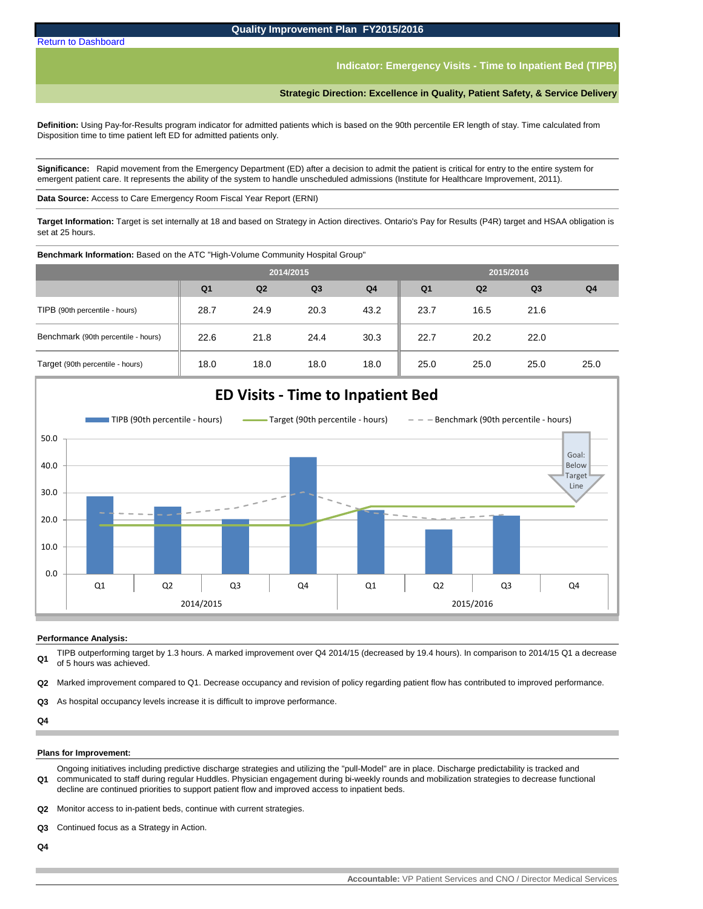# Quality Improvement Plan FY2015/2016

Return to Dashboard

## Indicator: Emergency Visits - Time to Inpatient Bed (TIPB)

### Strategic Direction: Excellence in Quality, Patient Safety, & Service Delivery

**Definition:** Using Pay-for-Results program indicator for admitted patients which is based on the 90th percentile ER length of stay. Time calculated from Disposition time to time patient left ED for admitted patients only.

**Significance:** Rapid movement from the Emergency Department (ED) after a decision to admit the patient is critical for entry to the entire system for emergent patient care. It represents the ability of the system to handle unscheduled admissions (Institute for Healthcare Improvement, 2011).

**Data Source:** Access to Care Emergency Room Fiscal Year Report (ERNI)

**Target Information:** Target is set internally at 18 and based on Strategy in Action directives. Ontario's Pay for Results (P4R) target and HSAA obligation is set at 25 hours.

**Benchmark Information:** Based on the ATC "High-Volume Community Hospital Group"

| | 2014/2015 | | | | 2015/2016 | | | |
|---|---|---|---|---|---|---|---|---|
| | Q1 | Q2 | Q3 | Q4 | Q1 | Q2 | Q3 | Q4 |
| TIPB (90th percentile - hours) | 28.7 | 24.9 | 20.3 | 43.2 | 23.7 | 16.5 | 21.6 | |
| Benchmark (90th percentile - hours) | 22.6 | 21.8 | 24.4 | 30.3 | 22.7 | 20.2 | 22.0 | |
| Target (90th percentile - hours) | 18.0 | 18.0 | 18.0 | 18.0 | 25.0 | 25.0 | 25.0 | 25.0 |

**ED Visits - Time to Inpatient Bed**

Legend: TIPB (90th percentile - hours); Target (90th percentile - hours); Benchmark (90th percentile - hours)

Goal: Below Target Line

### Performance Analysis:

**Q1** TIPB outperforming target by 1.3 hours. A marked improvement over Q4 2014/15 (decreased by 19.4 hours). In comparison to 2014/15 Q1 a decrease of 5 hours was achieved.

**Q2** Marked improvement compared to Q1. Decrease occupancy and revision of policy regarding patient flow has contributed to improved performance.

**Q3** As hospital occupancy levels increase it is difficult to improve performance.

**Q4**

### Plans for Improvement:

**Q1** Ongoing initiatives including predictive discharge strategies and utilizing the "pull-Model" are in place. Discharge predictability is tracked and communicated to staff during regular Huddles. Physician engagement during bi-weekly rounds and mobilization strategies to decrease functional decline are continued priorities to support patient flow and improved access to inpatient beds.

**Q2** Monitor access to in-patient beds, continue with current strategies.

**Q3** Continued focus as a Strategy in Action.

**Q4**

**Accountable:** VP Patient Services and CNO / Director Medical Services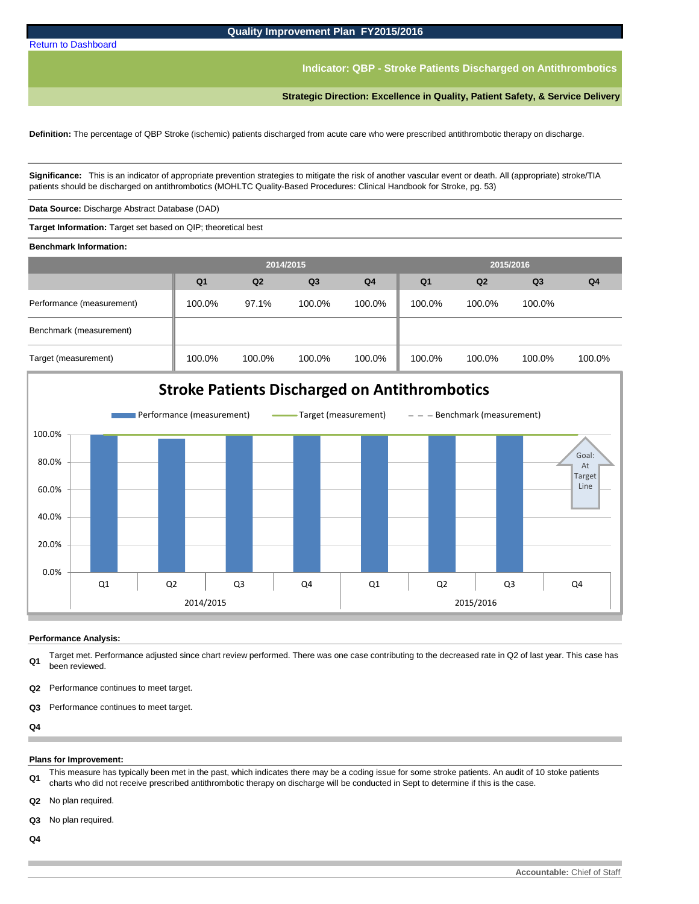# Quality Improvement Plan FY2015/2016

Return to Dashboard

## Indicator: QBP - Stroke Patients Discharged on Antithrombotics

**Strategic Direction: Excellence in Quality, Patient Safety, & Service Delivery**

**Definition:** The percentage of QBP Stroke (ischemic) patients discharged from acute care who were prescribed antithrombotic therapy on discharge.

**Significance:** This is an indicator of appropriate prevention strategies to mitigate the risk of another vascular event or death. All (appropriate) stroke/TIA patients should be discharged on antithrombotics (MOHLTC Quality-Based Procedures: Clinical Handbook for Stroke, pg. 53)

**Data Source:** Discharge Abstract Database (DAD)

**Target Information:** Target set based on QIP; theoretical best

**Benchmark Information:**

| | 2014/2015 | | | | 2015/2016 | | | |
|---|---|---|---|---|---|---|---|---|
| | Q1 | Q2 | Q3 | Q4 | Q1 | Q2 | Q3 | Q4 |
| Performance (measurement) | 100.0% | 97.1% | 100.0% | 100.0% | 100.0% | 100.0% | 100.0% | |
| Benchmark (measurement) | | | | | | | | |
| Target (measurement) | 100.0% | 100.0% | 100.0% | 100.0% | 100.0% | 100.0% | 100.0% | 100.0% |

### Stroke Patients Discharged on Antithrombotics

Legend: Performance (measurement); Target (measurement); Benchmark (measurement)

Goal: At Target Line

**Performance Analysis:**

**Q1** Target met. Performance adjusted since chart review performed. There was one case contributing to the decreased rate in Q2 of last year. This case has been reviewed.

**Q2** Performance continues to meet target.

**Q3** Performance continues to meet target.

**Q4**

**Plans for Improvement:**

**Q1** This measure has typically been met in the past, which indicates there may be a coding issue for some stroke patients. An audit of 10 stoke patients charts who did not receive prescribed antithrombotic therapy on discharge will be conducted in Sept to determine if this is the case.

**Q2** No plan required.

**Q3** No plan required.

**Q4**

**Accountable:** Chief of Staff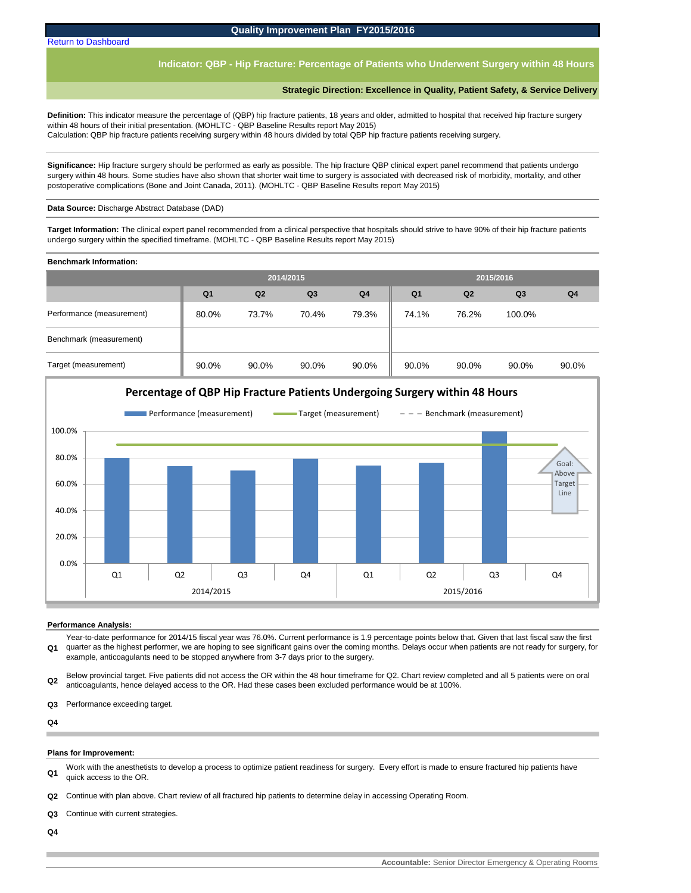# Quality Improvement Plan FY2015/2016

Return to Dashboard

## Indicator: QBP - Hip Fracture: Percentage of Patients who Underwent Surgery within 48 Hours

**Strategic Direction: Excellence in Quality, Patient Safety, & Service Delivery**

**Definition:** This indicator measure the percentage of (QBP) hip fracture patients, 18 years and older, admitted to hospital that received hip fracture surgery within 48 hours of their initial presentation. (MOHLTC - QBP Baseline Results report May 2015)
Calculation: QBP hip fracture patients receiving surgery within 48 hours divided by total QBP hip fracture patients receiving surgery.

**Significance:** Hip fracture surgery should be performed as early as possible. The hip fracture QBP clinical expert panel recommend that patients undergo surgery within 48 hours. Some studies have also shown that shorter wait time to surgery is associated with decreased risk of morbidity, mortality, and other postoperative complications (Bone and Joint Canada, 2011). (MOHLTC - QBP Baseline Results report May 2015)

**Data Source:** Discharge Abstract Database (DAD)

**Target Information:** The clinical expert panel recommended from a clinical perspective that hospitals should strive to have 90% of their hip fracture patients undergo surgery within the specified timeframe. (MOHLTC - QBP Baseline Results report May 2015)

**Benchmark Information:**

| | 2014/2015 | | | | 2015/2016 | | | |
|---|---|---|---|---|---|---|---|---|
| | Q1 | Q2 | Q3 | Q4 | Q1 | Q2 | Q3 | Q4 |
| Performance (measurement) | 80.0% | 73.7% | 70.4% | 79.3% | 74.1% | 76.2% | 100.0% | |
| Benchmark (measurement) | | | | | | | | |
| Target (measurement) | 90.0% | 90.0% | 90.0% | 90.0% | 90.0% | 90.0% | 90.0% | 90.0% |

**Performance Analysis:**

**Q1** Year-to-date performance for 2014/15 fiscal year was 76.0%. Current performance is 1.9 percentage points below that. Given that last fiscal saw the first quarter as the highest performer, we are hoping to see significant gains over the coming months. Delays occur when patients are not ready for surgery, for example, anticoagulants need to be stopped anywhere from 3-7 days prior to the surgery.

**Q2** Below provincial target. Five patients did not access the OR within the 48 hour timeframe for Q2. Chart review completed and all 5 patients were on oral anticoagulants, hence delayed access to the OR. Had these cases been excluded performance would be at 100%.

**Q3** Performance exceeding target.

**Q4**

**Plans for Improvement:**

**Q1** Work with the anesthetists to develop a process to optimize patient readiness for surgery. Every effort is made to ensure fractured hip patients have quick access to the OR.

**Q2** Continue with plan above. Chart review of all fractured hip patients to determine delay in accessing Operating Room.

**Q3** Continue with current strategies.

**Q4**

**Accountable:** Senior Director Emergency & Operating Rooms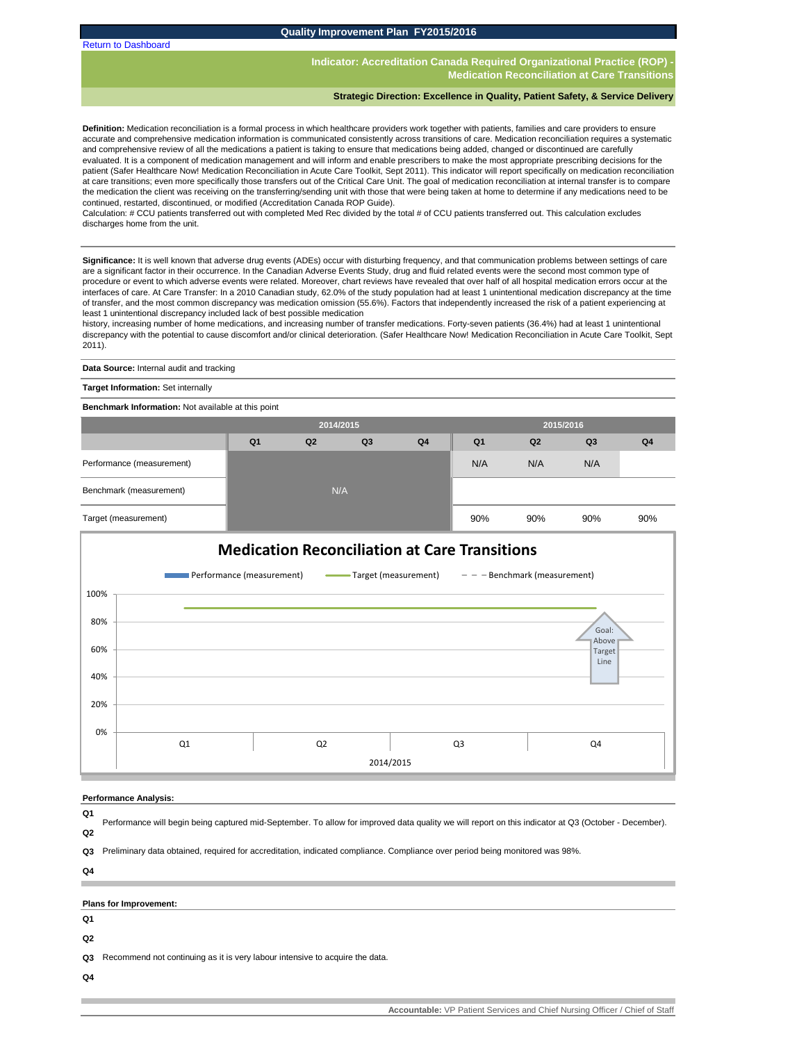## Quality Improvement Plan FY2015/2016

Return to Dashboard

### Indicator: Accreditation Canada Required Organizational Practice (ROP) - Medication Reconciliation at Care Transitions

**Strategic Direction: Excellence in Quality, Patient Safety, & Service Delivery**

**Definition:** Medication reconciliation is a formal process in which healthcare providers work together with patients, families and care providers to ensure accurate and comprehensive medication information is communicated consistently across transitions of care. Medication reconciliation requires a systematic and comprehensive review of all the medications a patient is taking to ensure that medications being added, changed or discontinued are carefully evaluated. It is a component of medication management and will inform and enable prescribers to make the most appropriate prescribing decisions for the patient (Safer Healthcare Now! Medication Reconciliation in Acute Care Toolkit, Sept 2011). This indicator will report specifically on medication reconciliation at care transitions; even more specifically those transfers out of the Critical Care Unit. The goal of medication reconciliation at internal transfer is to compare the medication the client was receiving on the transferring/sending unit with those that were being taken at home to determine if any medications need to be continued, restarted, discontinued, or modified (Accreditation Canada ROP Guide).
Calculation: # CCU patients transferred out with completed Med Rec divided by the total # of CCU patients transferred out. This calculation excludes discharges home from the unit.

**Significance:** It is well known that adverse drug events (ADEs) occur with disturbing frequency, and that communication problems between settings of care are a significant factor in their occurrence. In the Canadian Adverse Events Study, drug and fluid related events were the second most common type of procedure or event to which adverse events were related. Moreover, chart reviews have revealed that over half of all hospital medication errors occur at the interfaces of care. At Care Transfer: In a 2010 Canadian study, 62.0% of the study population had at least 1 unintentional medication discrepancy at the time of transfer, and the most common discrepancy was medication omission (55.6%). Factors that independently increased the risk of a patient experiencing at least 1 unintentional discrepancy included lack of best possible medication
history, increasing number of home medications, and increasing number of transfer medications. Forty-seven patients (36.4%) had at least 1 unintentional discrepancy with the potential to cause discomfort and/or clinical deterioration. (Safer Healthcare Now! Medication Reconciliation in Acute Care Toolkit, Sept 2011).

**Data Source:** Internal audit and tracking

**Target Information:** Set internally

**Benchmark Information:** Not available at this point

| | 2014/2015 | | | | 2015/2016 | | | |
|---|---|---|---|---|---|---|---|---|
| | Q1 | Q2 | Q3 | Q4 | Q1 | Q2 | Q3 | Q4 |
| Performance (measurement) | | | | | N/A | N/A | N/A | |
| Benchmark (measurement) | N/A | | | | | | | |
| Target (measurement) | | | | | 90% | 90% | 90% | 90% |

**Medication Reconciliation at Care Transitions**

Performance (measurement) — Target (measurement) — Benchmark (measurement)

Goal: Above Target Line

**Performance Analysis:**

**Q1**
Performance will begin being captured mid-September. To allow for improved data quality we will report on this indicator at Q3 (October - December).

**Q2**

**Q3** Preliminary data obtained, required for accreditation, indicated compliance. Compliance over period being monitored was 98%.

**Q4**

**Plans for Improvement:**

**Q1**

**Q2**

**Q3** Recommend not continuing as it is very labour intensive to acquire the data.

**Q4**

**Accountable:** VP Patient Services and Chief Nursing Officer / Chief of Staff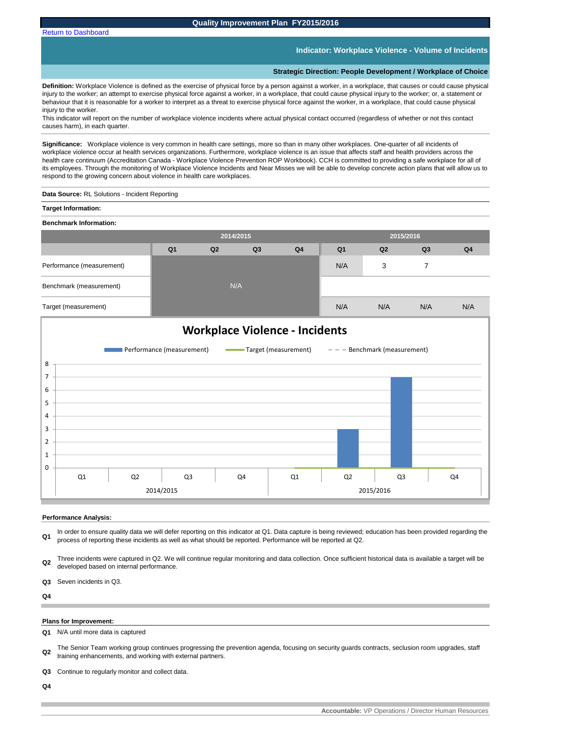# Quality Improvement Plan FY2015/2016

Return to Dashboard

## Indicator: Workplace Violence - Volume of Incidents

### Strategic Direction: People Development / Workplace of Choice

**Definition:** Workplace Violence is defined as the exercise of physical force by a person against a worker, in a workplace, that causes or could cause physical injury to the worker; an attempt to exercise physical force against a worker, in a workplace, that could cause physical injury to the worker; or, a statement or behaviour that it is reasonable for a worker to interpret as a threat to exercise physical force against the worker, in a workplace, that could cause physical injury to the worker.
This indicator will report on the number of workplace violence incidents where actual physical contact occurred (regardless of whether or not this contact causes harm), in each quarter.

**Significance:** Workplace violence is very common in health care settings, more so than in many other workplaces. One-quarter of all incidents of workplace violence occur at health services organizations. Furthermore, workplace violence is an issue that affects staff and health providers across the health care continuum (Accreditation Canada - Workplace Violence Prevention ROP Workbook). CCH is committed to providing a safe workplace for all of its employees. Through the monitoring of Workplace Violence Incidents and Near Misses we will be able to develop concrete action plans that will allow us to respond to the growing concern about violence in health care workplaces.

**Data Source:** RL Solutions - Incident Reporting

**Target Information:**

**Benchmark Information:**

| | 2014/2015 | | | | 2015/2016 | | | |
|---|---|---|---|---|---|---|---|---|
| | Q1 | Q2 | Q3 | Q4 | Q1 | Q2 | Q3 | Q4 |
| Performance (measurement) | N/A | | | | N/A | 3 | 7 | |
| Benchmark (measurement) | | | | | | | | |
| Target (measurement) | | | | | N/A | N/A | N/A | N/A |

**Performance Analysis:**

**Q1** In order to ensure quality data we will defer reporting on this indicator at Q1. Data capture is being reviewed; education has been provided regarding the process of reporting these incidents as well as what should be reported. Performance will be reported at Q2.

**Q2** Three incidents were captured in Q2. We will continue regular monitoring and data collection. Once sufficient historical data is available a target will be developed based on internal performance.

**Q3** Seven incidents in Q3.

**Q4**

**Plans for Improvement:**

**Q1** N/A until more data is captured

**Q2** The Senior Team working group continues progressing the prevention agenda, focusing on security guards contracts, seclusion room upgrades, staff training enhancements, and working with external partners.

**Q3** Continue to regularly monitor and collect data.

**Q4**

**Accountable:** VP Operations / Director Human Resources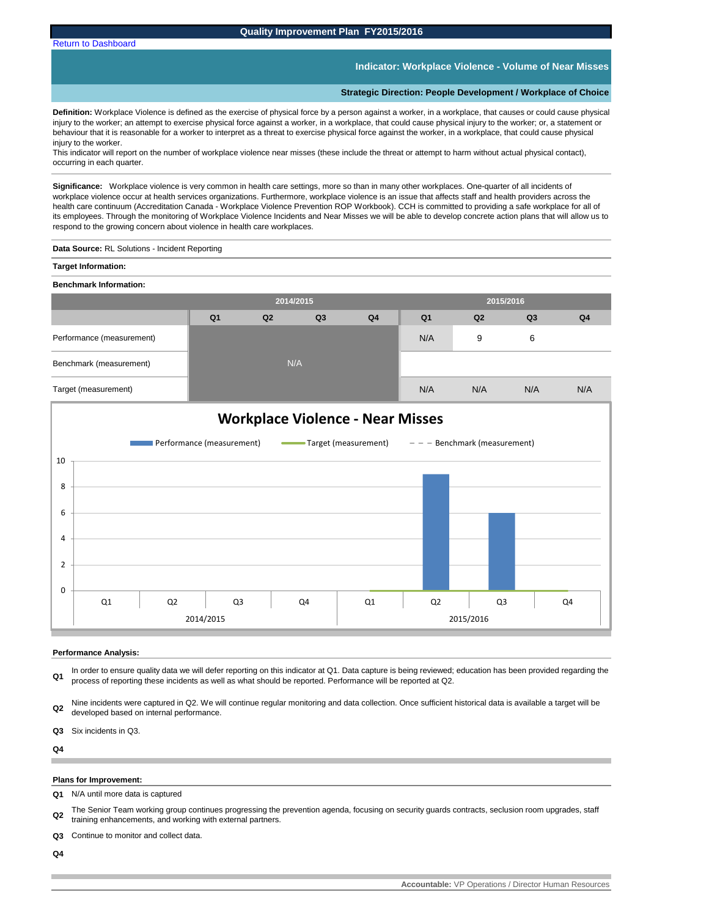**Quality Improvement Plan FY2015/2016**

Return to Dashboard

## Indicator: Workplace Violence - Volume of Near Misses

**Strategic Direction: People Development / Workplace of Choice**

**Definition:** Workplace Violence is defined as the exercise of physical force by a person against a worker, in a workplace, that causes or could cause physical injury to the worker; an attempt to exercise physical force against a worker, in a workplace, that could cause physical injury to the worker; or, a statement or behaviour that it is reasonable for a worker to interpret as a threat to exercise physical force against the worker, in a workplace, that could cause physical injury to the worker.
This indicator will report on the number of workplace violence near misses (these include the threat or attempt to harm without actual physical contact), occurring in each quarter.

**Significance:** Workplace violence is very common in health care settings, more so than in many other workplaces. One-quarter of all incidents of workplace violence occur at health services organizations. Furthermore, workplace violence is an issue that affects staff and health providers across the health care continuum (Accreditation Canada - Workplace Violence Prevention ROP Workbook). CCH is committed to providing a safe workplace for all of its employees. Through the monitoring of Workplace Violence Incidents and Near Misses we will be able to develop concrete action plans that will allow us to respond to the growing concern about violence in health care workplaces.

**Data Source:** RL Solutions - Incident Reporting

**Target Information:**

**Benchmark Information:**

| | 2014/2015 | | | | 2015/2016 | | | |
|---|---|---|---|---|---|---|---|---|
| | Q1 | Q2 | Q3 | Q4 | Q1 | Q2 | Q3 | Q4 |
| Performance (measurement) | N/A | | | | N/A | 9 | 6 | |
| Benchmark (measurement) | | | | | | | | |
| Target (measurement) | | | | | N/A | N/A | N/A | N/A |

**Workplace Violence - Near Misses**

Performance (measurement) — Target (measurement) — Benchmark (measurement)

**Performance Analysis:**

**Q1** In order to ensure quality data we will defer reporting on this indicator at Q1. Data capture is being reviewed; education has been provided regarding the process of reporting these incidents as well as what should be reported. Performance will be reported at Q2.

**Q2** Nine incidents were captured in Q2. We will continue regular monitoring and data collection. Once sufficient historical data is available a target will be developed based on internal performance.

**Q3** Six incidents in Q3.

**Q4**

**Plans for Improvement:**

**Q1** N/A until more data is captured

**Q2** The Senior Team working group continues progressing the prevention agenda, focusing on security guards contracts, seclusion room upgrades, staff training enhancements, and working with external partners.

**Q3** Continue to monitor and collect data.

**Q4**

**Accountable:** VP Operations / Director Human Resources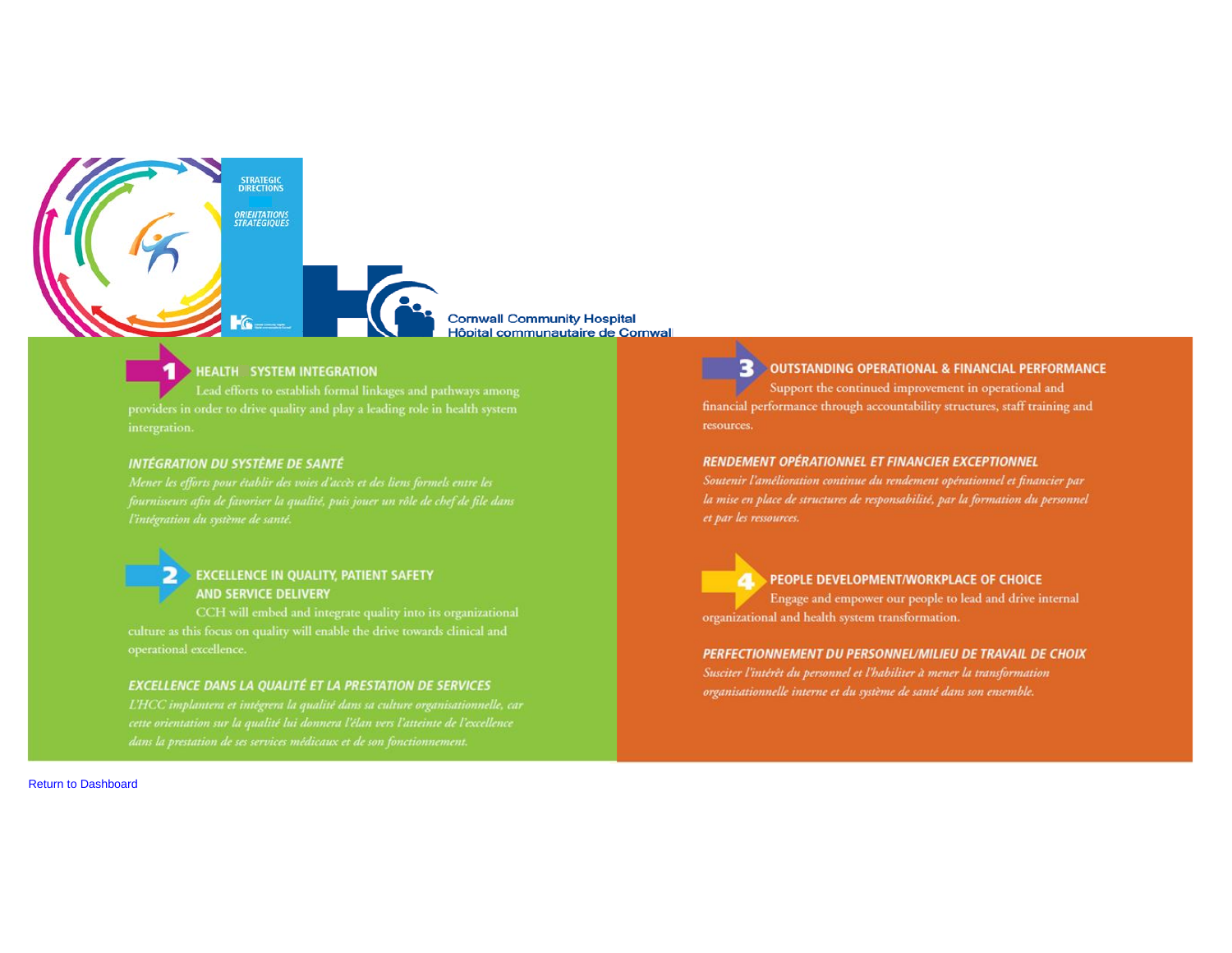STRATEGIC DIRECTIONS

*ORIENTATIONS STRATÉGIQUES*

Cornwall Community Hospital
Hôpital communautaire de Cornwall

## 1 HEALTH SYSTEM INTEGRATION

Lead efforts to establish formal linkages and pathways among providers in order to drive quality and play a leading role in health system intergration.

### *INTÉGRATION DU SYSTÈME DE SANTÉ*

*Mener les efforts pour établir des voies d'accès et des liens formels entre les fournisseurs afin de favoriser la qualité, puis jouer un rôle de chef de file dans l'intégration du système de santé.*

## 2 EXCELLENCE IN QUALITY, PATIENT SAFETY AND SERVICE DELIVERY

CCH will embed and integrate quality into its organizational culture as this focus on quality will enable the drive towards clinical and operational excellence.

### *EXCELLENCE DANS LA QUALITÉ ET LA PRESTATION DE SERVICES*

*L'HCC implantera et intégrera la qualité dans sa culture organisationnelle, car cette orientation sur la qualité lui donnera l'élan vers l'atteinte de l'excellence dans la prestation de ses services médicaux et de son fonctionnement.*

## 3 OUTSTANDING OPERATIONAL & FINANCIAL PERFORMANCE

Support the continued improvement in operational and financial performance through accountability structures, staff training and resources.

### *RENDEMENT OPÉRATIONNEL ET FINANCIER EXCEPTIONNEL*

*Soutenir l'amélioration continue du rendement opérationnel et financier par la mise en place de structures de responsabilité, par la formation du personnel et par les ressources.*

## 4 PEOPLE DEVELOPMENT/WORKPLACE OF CHOICE

Engage and empower our people to lead and drive internal organizational and health system transformation.

### *PERFECTIONNEMENT DU PERSONNEL/MILIEU DE TRAVAIL DE CHOIX*

*Susciter l'intérêt du personnel et l'habiliter à mener la transformation organisationnelle interne et du système de santé dans son ensemble.*

Return to Dashboard